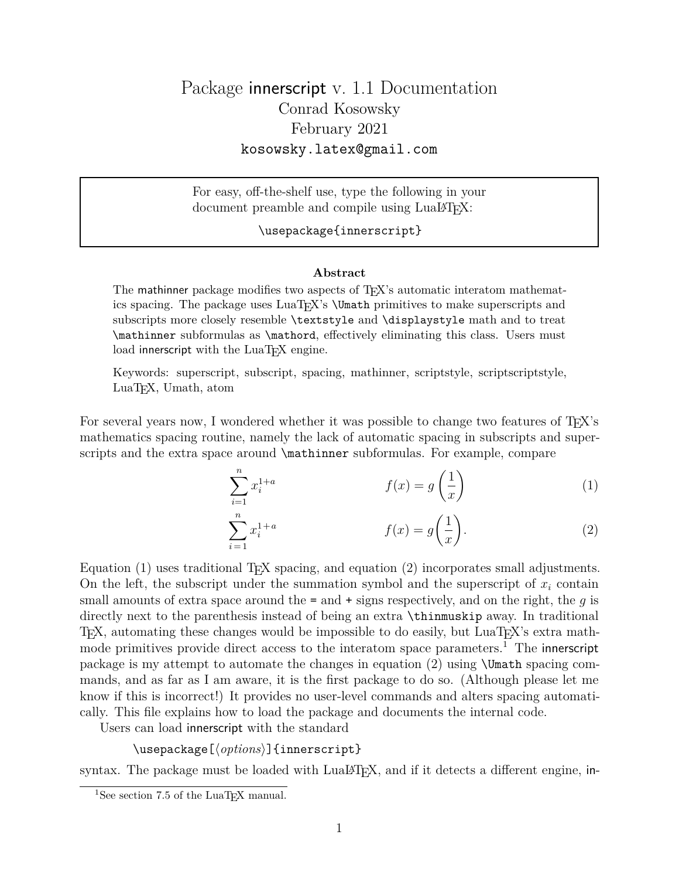# Package innerscript v. 1.1 Documentation

Conrad Kosowsky
February 2021
`kosowsky.latex@gmail.com`

> For easy, off-the-shelf use, type the following in your document preamble and compile using LuaLaTeX:
>
> `\usepackage{innerscript}`

**Abstract**

The mathinner package modifies two aspects of TeX's automatic interatom mathematics spacing. The package uses LuaTeX's `\Umath` primitives to make superscripts and subscripts more closely resemble `\textstyle` and `\displaystyle` math and to treat `\mathinner` subformulas as `\mathord`, effectively eliminating this class. Users must load innerscript with the LuaTeX engine.

Keywords: superscript, subscript, spacing, mathinner, scriptstyle, scriptscriptstyle, LuaTeX, Umath, atom

For several years now, I wondered whether it was possible to change two features of TeX's mathematics spacing routine, namely the lack of automatic spacing in subscripts and superscripts and the extra space around `\mathinner` subformulas. For example, compare

$$\sum_{i=1}^{n} x_i^{1+a} \qquad\qquad f(x) = g\left(\frac{1}{x}\right) \tag{1}$$

$$\sum_{i\,=\,1}^{n} x_i^{1\,+\,a} \qquad\qquad f(x) = g\!\left(\frac{1}{x}\right). \tag{2}$$

Equation (1) uses traditional TeX spacing, and equation (2) incorporates small adjustments. On the left, the subscript under the summation symbol and the superscript of $x_i$ contain small amounts of extra space around the `=` and `+` signs respectively, and on the right, the $g$ is directly next to the parenthesis instead of being an extra `\thinmuskip` away. In traditional TeX, automating these changes would be impossible to do easily, but LuaTeX's extra math-mode primitives provide direct access to the interatom space parameters.[1] The innerscript package is my attempt to automate the changes in equation (2) using `\Umath` spacing commands, and as far as I am aware, it is the first package to do so. (Although please let me know if this is incorrect!) It provides no user-level commands and alters spacing automatically. This file explains how to load the package and documents the internal code.

Users can load innerscript with the standard

`\usepackage[⟨options⟩]{innerscript}`

syntax. The package must be loaded with LuaLaTeX, and if it detects a different engine, in-

[1] See section 7.5 of the LuaTeX manual.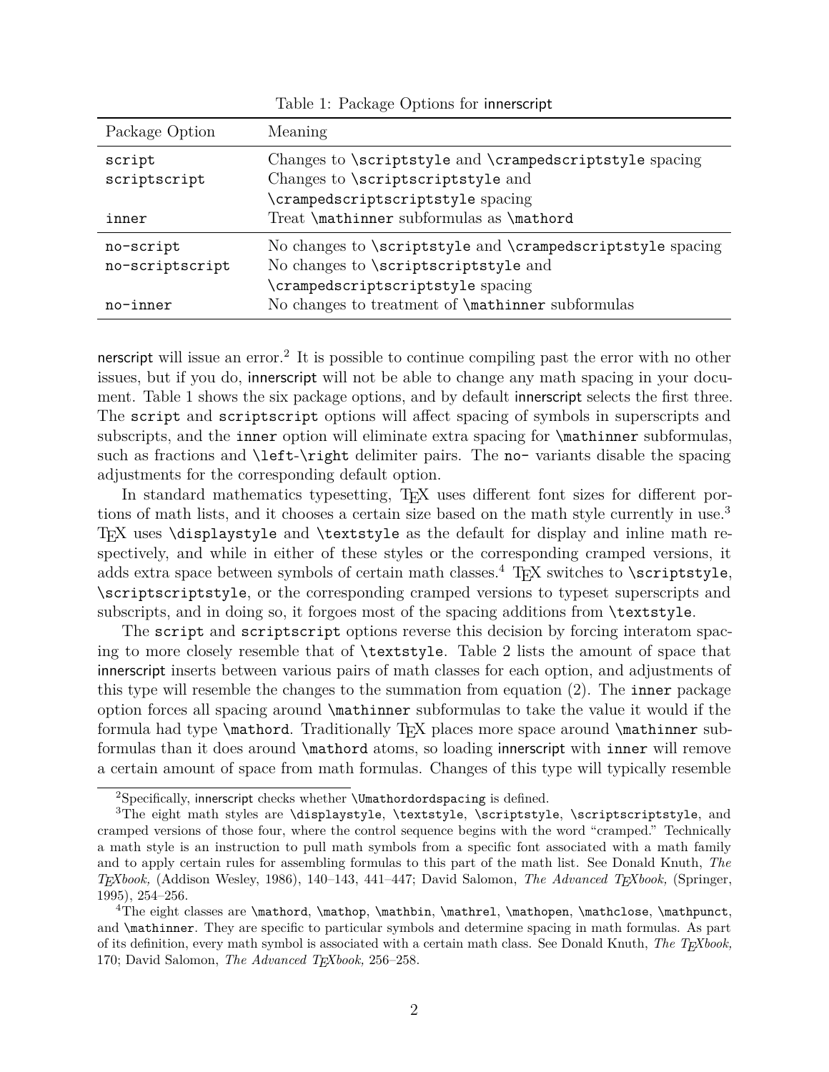Table 1: Package Options for innerscript

| Package Option | Meaning |
|---|---|
| `script` | Changes to `\scriptstyle` and `\crampedscriptstyle` spacing |
| `scriptscript` | Changes to `\scriptscriptstyle` and `\crampedscriptscriptstyle` spacing |
| `inner` | Treat `\mathinner` subformulas as `\mathord` |
| `no-script` | No changes to `\scriptstyle` and `\crampedscriptstyle` spacing |
| `no-scriptscript` | No changes to `\scriptscriptstyle` and `\crampedscriptscriptstyle` spacing |
| `no-inner` | No changes to treatment of `\mathinner` subformulas |

nerscript will issue an error.[2] It is possible to continue compiling past the error with no other issues, but if you do, innerscript will not be able to change any math spacing in your document. Table 1 shows the six package options, and by default innerscript selects the first three. The `script` and `scriptscript` options will affect spacing of symbols in superscripts and subscripts, and the `inner` option will eliminate extra spacing for `\mathinner` subformulas, such as fractions and `\left`-`\right` delimiter pairs. The `no-` variants disable the spacing adjustments for the corresponding default option.

In standard mathematics typesetting, TEX uses different font sizes for different portions of math lists, and it chooses a certain size based on the math style currently in use.[3] TEX uses `\displaystyle` and `\textstyle` as the default for display and inline math respectively, and while in either of these styles or the corresponding cramped versions, it adds extra space between symbols of certain math classes.[4] TEX switches to `\scriptstyle`, `\scriptscriptstyle`, or the corresponding cramped versions to typeset superscripts and subscripts, and in doing so, it forgoes most of the spacing additions from `\textstyle`.

The `script` and `scriptscript` options reverse this decision by forcing interatom spacing to more closely resemble that of `\textstyle`. Table 2 lists the amount of space that innerscript inserts between various pairs of math classes for each option, and adjustments of this type will resemble the changes to the summation from equation (2). The `inner` package option forces all spacing around `\mathinner` subformulas to take the value it would if the formula had type `\mathord`. Traditionally TEX places more space around `\mathinner` subformulas than it does around `\mathord` atoms, so loading innerscript with `inner` will remove a certain amount of space from math formulas. Changes of this type will typically resemble

[2]Specifically, innerscript checks whether `\Umathordordspacing` is defined.

[3]The eight math styles are `\displaystyle`, `\textstyle`, `\scriptstyle`, `\scriptscriptstyle`, and cramped versions of those four, where the control sequence begins with the word "cramped." Technically a math style is an instruction to pull math symbols from a specific font associated with a math family and to apply certain rules for assembling formulas to this part of the math list. See Donald Knuth, *The TEXbook,* (Addison Wesley, 1986), 140–143, 441–447; David Salomon, *The Advanced TEXbook,* (Springer, 1995), 254–256.

[4]The eight classes are `\mathord`, `\mathop`, `\mathbin`, `\mathrel`, `\mathopen`, `\mathclose`, `\mathpunct`, and `\mathinner`. They are specific to particular symbols and determine spacing in math formulas. As part of its definition, every math symbol is associated with a certain math class. See Donald Knuth, *The TEXbook,* 170; David Salomon, *The Advanced TEXbook,* 256–258.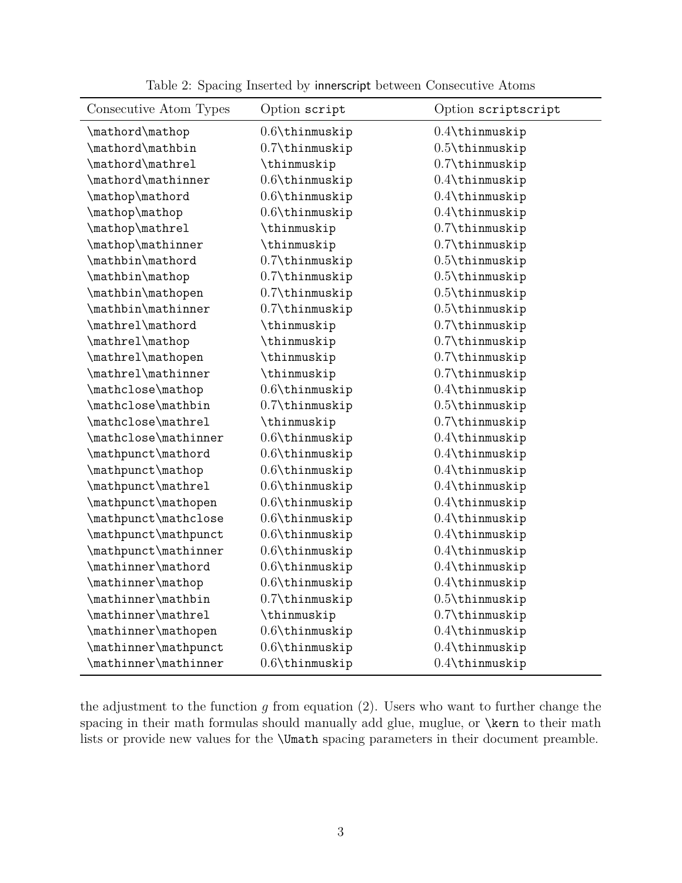Table 2: Spacing Inserted by innerscript between Consecutive Atoms

| Consecutive Atom Types | Option script | Option scriptscript |
|---|---|---|
| \mathord\mathop | 0.6\thinmuskip | 0.4\thinmuskip |
| \mathord\mathbin | 0.7\thinmuskip | 0.5\thinmuskip |
| \mathord\mathrel | \thinmuskip | 0.7\thinmuskip |
| \mathord\mathinner | 0.6\thinmuskip | 0.4\thinmuskip |
| \mathop\mathord | 0.6\thinmuskip | 0.4\thinmuskip |
| \mathop\mathop | 0.6\thinmuskip | 0.4\thinmuskip |
| \mathop\mathrel | \thinmuskip | 0.7\thinmuskip |
| \mathop\mathinner | \thinmuskip | 0.7\thinmuskip |
| \mathbin\mathord | 0.7\thinmuskip | 0.5\thinmuskip |
| \mathbin\mathop | 0.7\thinmuskip | 0.5\thinmuskip |
| \mathbin\mathopen | 0.7\thinmuskip | 0.5\thinmuskip |
| \mathbin\mathinner | 0.7\thinmuskip | 0.5\thinmuskip |
| \mathrel\mathord | \thinmuskip | 0.7\thinmuskip |
| \mathrel\mathop | \thinmuskip | 0.7\thinmuskip |
| \mathrel\mathopen | \thinmuskip | 0.7\thinmuskip |
| \mathrel\mathinner | \thinmuskip | 0.7\thinmuskip |
| \mathclose\mathop | 0.6\thinmuskip | 0.4\thinmuskip |
| \mathclose\mathbin | 0.7\thinmuskip | 0.5\thinmuskip |
| \mathclose\mathrel | \thinmuskip | 0.7\thinmuskip |
| \mathclose\mathinner | 0.6\thinmuskip | 0.4\thinmuskip |
| \mathpunct\mathord | 0.6\thinmuskip | 0.4\thinmuskip |
| \mathpunct\mathop | 0.6\thinmuskip | 0.4\thinmuskip |
| \mathpunct\mathrel | 0.6\thinmuskip | 0.4\thinmuskip |
| \mathpunct\mathopen | 0.6\thinmuskip | 0.4\thinmuskip |
| \mathpunct\mathclose | 0.6\thinmuskip | 0.4\thinmuskip |
| \mathpunct\mathpunct | 0.6\thinmuskip | 0.4\thinmuskip |
| \mathpunct\mathinner | 0.6\thinmuskip | 0.4\thinmuskip |
| \mathinner\mathord | 0.6\thinmuskip | 0.4\thinmuskip |
| \mathinner\mathop | 0.6\thinmuskip | 0.4\thinmuskip |
| \mathinner\mathbin | 0.7\thinmuskip | 0.5\thinmuskip |
| \mathinner\mathrel | \thinmuskip | 0.7\thinmuskip |
| \mathinner\mathopen | 0.6\thinmuskip | 0.4\thinmuskip |
| \mathinner\mathpunct | 0.6\thinmuskip | 0.4\thinmuskip |
| \mathinner\mathinner | 0.6\thinmuskip | 0.4\thinmuskip |

the adjustment to the function $g$ from equation (2). Users who want to further change the spacing in their math formulas should manually add glue, muglue, or \kern to their math lists or provide new values for the \Umath spacing parameters in their document preamble.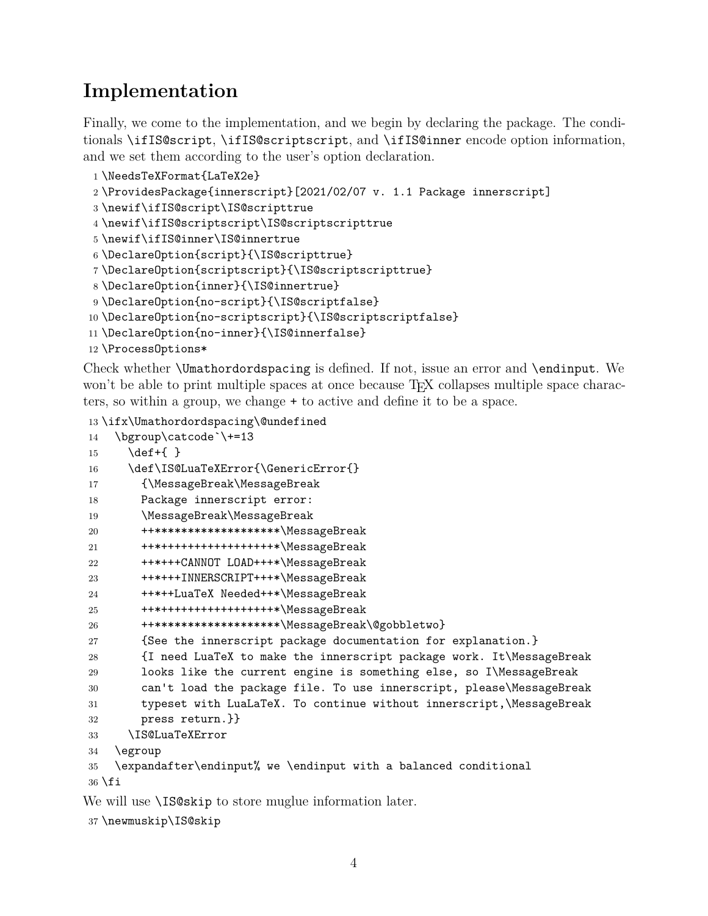# Implementation

Finally, we come to the implementation, and we begin by declaring the package. The conditionals `\ifIS@script`, `\ifIS@scriptscript`, and `\ifIS@inner` encode option information, and we set them according to the user's option declaration.

```
1 \NeedsTeXFormat{LaTeX2e}
2 \ProvidesPackage{innerscript}[2021/02/07 v. 1.1 Package innerscript]
3 \newif\ifIS@script\IS@scripttrue
4 \newif\ifIS@scriptscript\IS@scriptscripttrue
5 \newif\ifIS@inner\IS@innertrue
6 \DeclareOption{script}{\IS@scripttrue}
7 \DeclareOption{scriptscript}{\IS@scriptscripttrue}
8 \DeclareOption{inner}{\IS@innertrue}
9 \DeclareOption{no-script}{\IS@scriptfalse}
10 \DeclareOption{no-scriptscript}{\IS@scriptscriptfalse}
11 \DeclareOption{no-inner}{\IS@innerfalse}
12 \ProcessOptions*
```

Check whether `\Umathordordspacing` is defined. If not, issue an error and `\endinput`. We won't be able to print multiple spaces at once because TEX collapses multiple space characters, so within a group, we change `+` to active and define it to be a space.

```
13 \ifx\Umathordordspacing\@undefined
14   \bgroup\catcode`\+=13
15     \def+{ }
16     \def\IS@LuaTeXError{\GenericError{}
17       {\MessageBreak\MessageBreak
18       Package innerscript error:
19       \MessageBreak\MessageBreak
20       +********************\MessageBreak
21       +++++++++++++++++++*\MessageBreak
22       ++++++CANNOT LOAD++++*\MessageBreak
23       ++++++INNERSCRIPT++++*\MessageBreak
24       +++++LuaTeX Needed+++*\MessageBreak
25       +++++++++++++++++++*\MessageBreak
26       +********************\MessageBreak\@gobbletwo}
27       {See the innerscript package documentation for explanation.}
28       {I need LuaTeX to make the innerscript package work. It\MessageBreak
29       looks like the current engine is something else, so I\MessageBreak
30       can't load the package file. To use innerscript, please\MessageBreak
31       typeset with LuaLaTeX. To continue without innerscript,\MessageBreak
32       press return.}}
33     \IS@LuaTeXError
34   \egroup
35   \expandafter\endinput% we \endinput with a balanced conditional
36 \fi
```

We will use `\IS@skip` to store muglue information later.

```
37 \newmuskip\IS@skip
```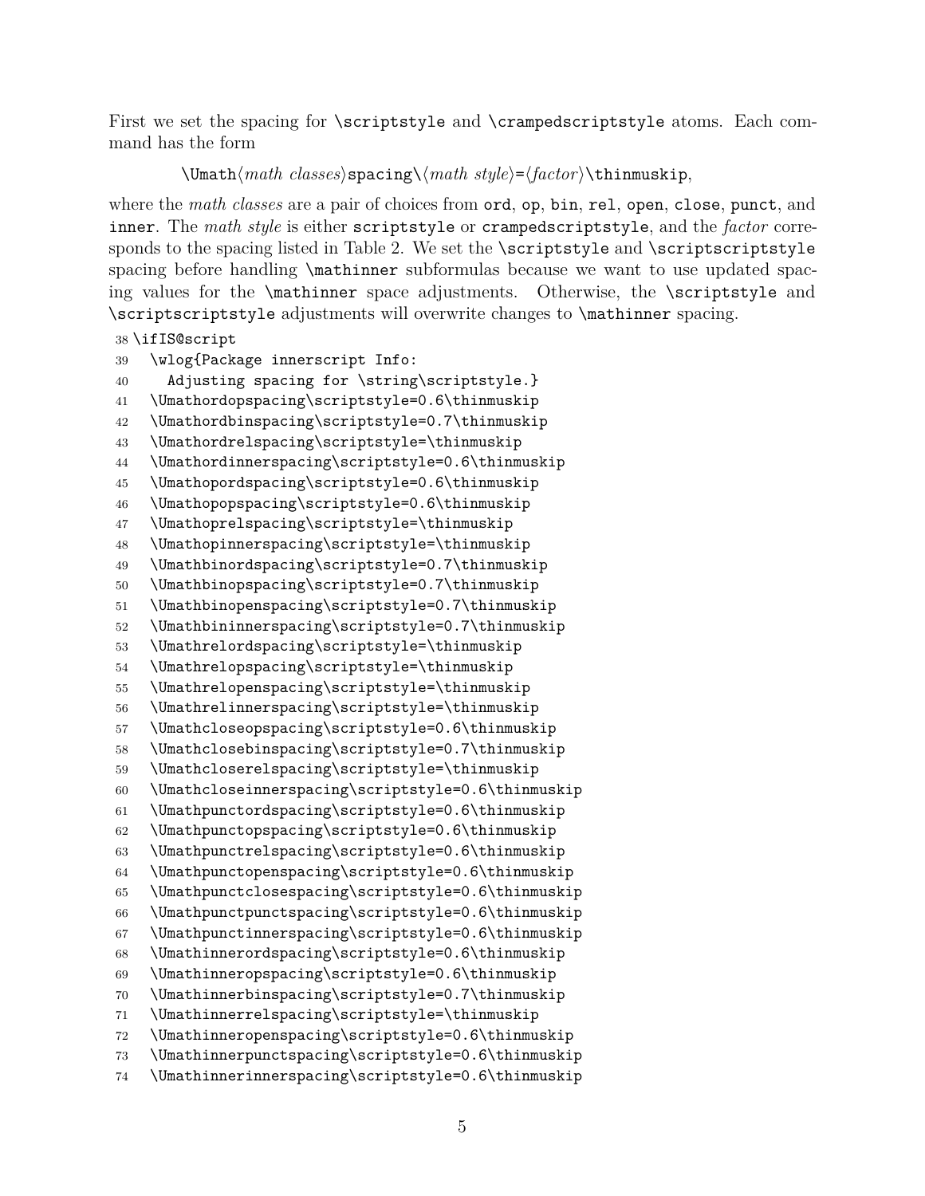First we set the spacing for `\scriptstyle` and `\crampedscriptstyle` atoms. Each command has the form

`\Umath`⟨*math classes*⟩`spacing\`⟨*math style*⟩`=`⟨*factor*⟩`\thinmuskip`,

where the *math classes* are a pair of choices from `ord`, `op`, `bin`, `rel`, `open`, `close`, `punct`, and `inner`. The *math style* is either `scriptstyle` or `crampedscriptstyle`, and the *factor* corresponds to the spacing listed in Table 2. We set the `\scriptstyle` and `\scriptscriptstyle` spacing before handling `\mathinner` subformulas because we want to use updated spacing values for the `\mathinner` space adjustments. Otherwise, the `\scriptstyle` and `\scriptscriptstyle` adjustments will overwrite changes to `\mathinner` spacing.

```
38 \ifIS@script
39   \wlog{Package innerscript Info:
40     Adjusting spacing for \string\scriptstyle.}
41   \Umathordopspacing\scriptstyle=0.6\thinmuskip
42   \Umathordbinspacing\scriptstyle=0.7\thinmuskip
43   \Umathordrelspacing\scriptstyle=\thinmuskip
44   \Umathordinnerspacing\scriptstyle=0.6\thinmuskip
45   \Umathopordspacing\scriptstyle=0.6\thinmuskip
46   \Umathopopspacing\scriptstyle=0.6\thinmuskip
47   \Umathoprelspacing\scriptstyle=\thinmuskip
48   \Umathopinnerspacing\scriptstyle=\thinmuskip
49   \Umathbinordspacing\scriptstyle=0.7\thinmuskip
50   \Umathbinopspacing\scriptstyle=0.7\thinmuskip
51   \Umathbinopenspacing\scriptstyle=0.7\thinmuskip
52   \Umathbininnerspacing\scriptstyle=0.7\thinmuskip
53   \Umathrelordspacing\scriptstyle=\thinmuskip
54   \Umathrelopspacing\scriptstyle=\thinmuskip
55   \Umathrelopenspacing\scriptstyle=\thinmuskip
56   \Umathrelinnerspacing\scriptstyle=\thinmuskip
57   \Umathcloseopspacing\scriptstyle=0.6\thinmuskip
58   \Umathclosebinspacing\scriptstyle=0.7\thinmuskip
59   \Umathcloserelspacing\scriptstyle=\thinmuskip
60   \Umathcloseinnerspacing\scriptstyle=0.6\thinmuskip
61   \Umathpunctordspacing\scriptstyle=0.6\thinmuskip
62   \Umathpunctopspacing\scriptstyle=0.6\thinmuskip
63   \Umathpunctrelspacing\scriptstyle=0.6\thinmuskip
64   \Umathpunctopenspacing\scriptstyle=0.6\thinmuskip
65   \Umathpunctclosespacing\scriptstyle=0.6\thinmuskip
66   \Umathpunctpunctspacing\scriptstyle=0.6\thinmuskip
67   \Umathpunctinnerspacing\scriptstyle=0.6\thinmuskip
68   \Umathinnerordspacing\scriptstyle=0.6\thinmuskip
69   \Umathinneropspacing\scriptstyle=0.6\thinmuskip
70   \Umathinnerbinspacing\scriptstyle=0.7\thinmuskip
71   \Umathinnerrelspacing\scriptstyle=\thinmuskip
72   \Umathinneropenspacing\scriptstyle=0.6\thinmuskip
73   \Umathinnerpunctspacing\scriptstyle=0.6\thinmuskip
74   \Umathinnerinnerspacing\scriptstyle=0.6\thinmuskip
```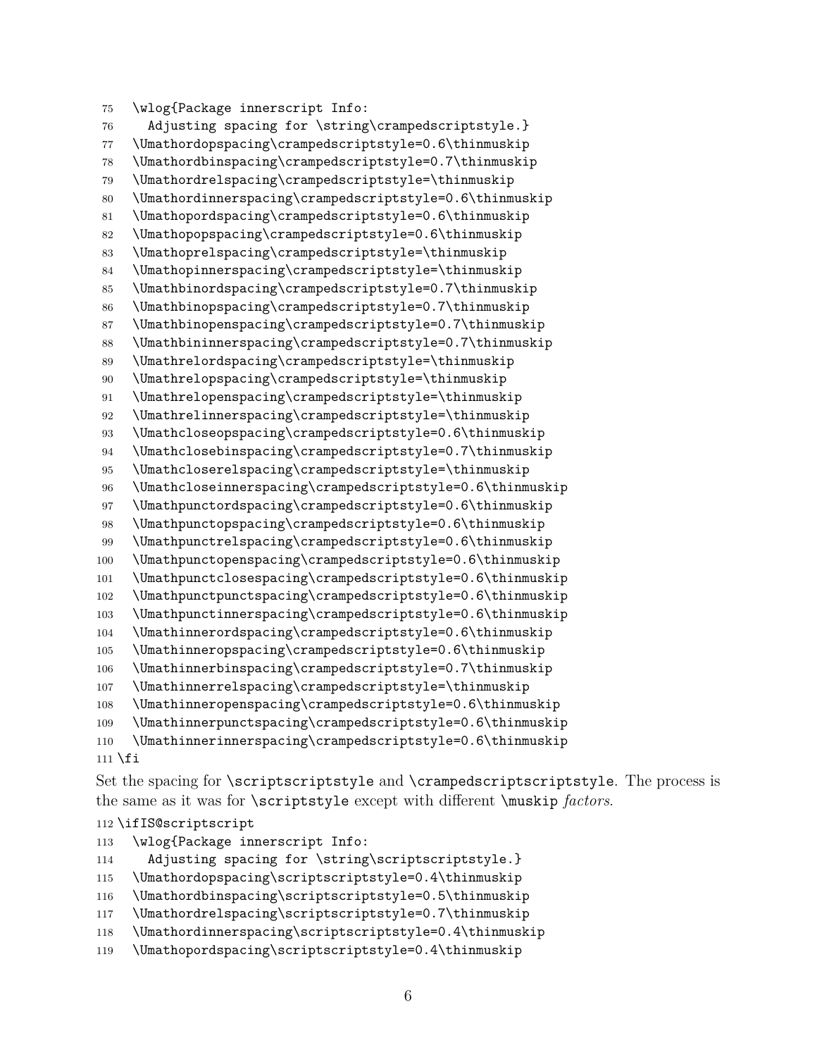```
75  \wlog{Package innerscript Info:
76    Adjusting spacing for \string\crampedscriptstyle.}
77  \Umathordopspacing\crampedscriptstyle=0.6\thinmuskip
78  \Umathordbinspacing\crampedscriptstyle=0.7\thinmuskip
79  \Umathordrelspacing\crampedscriptstyle=\thinmuskip
80  \Umathordinnerspacing\crampedscriptstyle=0.6\thinmuskip
81  \Umathopordspacing\crampedscriptstyle=0.6\thinmuskip
82  \Umathopopspacing\crampedscriptstyle=0.6\thinmuskip
83  \Umathoprelspacing\crampedscriptstyle=\thinmuskip
84  \Umathopinnerspacing\crampedscriptstyle=\thinmuskip
85  \Umathbinordspacing\crampedscriptstyle=0.7\thinmuskip
86  \Umathbinopspacing\crampedscriptstyle=0.7\thinmuskip
87  \Umathbinopenspacing\crampedscriptstyle=0.7\thinmuskip
88  \Umathbininnerspacing\crampedscriptstyle=0.7\thinmuskip
89  \Umathrelordspacing\crampedscriptstyle=\thinmuskip
90  \Umathrelopspacing\crampedscriptstyle=\thinmuskip
91  \Umathrelopenspacing\crampedscriptstyle=\thinmuskip
92  \Umathrelinnerspacing\crampedscriptstyle=\thinmuskip
93  \Umathcloseopspacing\crampedscriptstyle=0.6\thinmuskip
94  \Umathclosebinspacing\crampedscriptstyle=0.7\thinmuskip
95  \Umathcloserelspacing\crampedscriptstyle=\thinmuskip
96  \Umathcloseinnerspacing\crampedscriptstyle=0.6\thinmuskip
97  \Umathpunctordspacing\crampedscriptstyle=0.6\thinmuskip
98  \Umathpunctopspacing\crampedscriptstyle=0.6\thinmuskip
99  \Umathpunctrelspacing\crampedscriptstyle=0.6\thinmuskip
100 \Umathpunctopenspacing\crampedscriptstyle=0.6\thinmuskip
101 \Umathpunctclosespacing\crampedscriptstyle=0.6\thinmuskip
102 \Umathpunctpunctspacing\crampedscriptstyle=0.6\thinmuskip
103 \Umathpunctinnerspacing\crampedscriptstyle=0.6\thinmuskip
104 \Umathinnerordspacing\crampedscriptstyle=0.6\thinmuskip
105 \Umathinneropspacing\crampedscriptstyle=0.6\thinmuskip
106 \Umathinnerbinspacing\crampedscriptstyle=0.7\thinmuskip
107 \Umathinnerrelspacing\crampedscriptstyle=\thinmuskip
108 \Umathinneropenspacing\crampedscriptstyle=0.6\thinmuskip
109 \Umathinnerpunctspacing\crampedscriptstyle=0.6\thinmuskip
110 \Umathinnerinnerspacing\crampedscriptstyle=0.6\thinmuskip
111 \fi
```

Set the spacing for `\scriptscriptstyle` and `\crampedscriptscriptstyle`. The process is the same as it was for `\scriptstyle` except with different `\muskip` *factors*.

```
112 \ifIS@scriptscript
113   \wlog{Package innerscript Info:
114     Adjusting spacing for \string\scriptscriptstyle.}
115   \Umathordopspacing\scriptscriptstyle=0.4\thinmuskip
116   \Umathordbinspacing\scriptscriptstyle=0.5\thinmuskip
117   \Umathordrelspacing\scriptscriptstyle=0.7\thinmuskip
118   \Umathordinnerspacing\scriptscriptstyle=0.4\thinmuskip
119   \Umathopordspacing\scriptscriptstyle=0.4\thinmuskip
```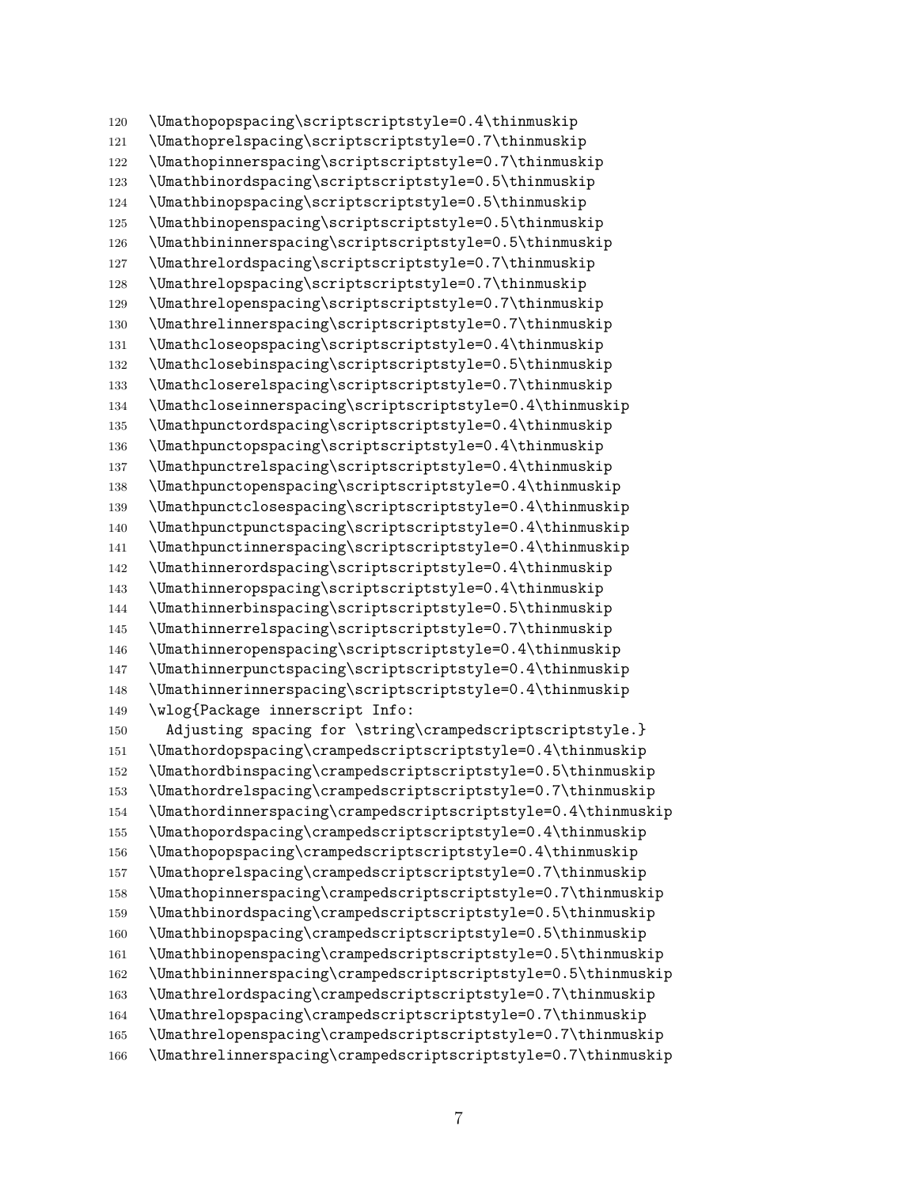```
120 \Umathopopspacing\scriptscriptstyle=0.4\thinmuskip
121 \Umathoprelspacing\scriptscriptstyle=0.7\thinmuskip
122 \Umathopinnerspacing\scriptscriptstyle=0.7\thinmuskip
123 \Umathbinordspacing\scriptscriptstyle=0.5\thinmuskip
124 \Umathbinopspacing\scriptscriptstyle=0.5\thinmuskip
125 \Umathbinopenspacing\scriptscriptstyle=0.5\thinmuskip
126 \Umathbininnerspacing\scriptscriptstyle=0.5\thinmuskip
127 \Umathrelordspacing\scriptscriptstyle=0.7\thinmuskip
128 \Umathrelopspacing\scriptscriptstyle=0.7\thinmuskip
129 \Umathrelopenspacing\scriptscriptstyle=0.7\thinmuskip
130 \Umathrelinnerspacing\scriptscriptstyle=0.7\thinmuskip
131 \Umathcloseopspacing\scriptscriptstyle=0.4\thinmuskip
132 \Umathclosebinspacing\scriptscriptstyle=0.5\thinmuskip
133 \Umathcloserelspacing\scriptscriptstyle=0.7\thinmuskip
134 \Umathcloseinnerspacing\scriptscriptstyle=0.4\thinmuskip
135 \Umathpunctordspacing\scriptscriptstyle=0.4\thinmuskip
136 \Umathpunctopspacing\scriptscriptstyle=0.4\thinmuskip
137 \Umathpunctrelspacing\scriptscriptstyle=0.4\thinmuskip
138 \Umathpunctopenspacing\scriptscriptstyle=0.4\thinmuskip
139 \Umathpunctclosespacing\scriptscriptstyle=0.4\thinmuskip
140 \Umathpunctpunctspacing\scriptscriptstyle=0.4\thinmuskip
141 \Umathpunctinnerspacing\scriptscriptstyle=0.4\thinmuskip
142 \Umathinnerordspacing\scriptscriptstyle=0.4\thinmuskip
143 \Umathinneropspacing\scriptscriptstyle=0.4\thinmuskip
144 \Umathinnerbinspacing\scriptscriptstyle=0.5\thinmuskip
145 \Umathinnerrelspacing\scriptscriptstyle=0.7\thinmuskip
146 \Umathinneropenspacing\scriptscriptstyle=0.4\thinmuskip
147 \Umathinnerpunctspacing\scriptscriptstyle=0.4\thinmuskip
148 \Umathinnerinnerspacing\scriptscriptstyle=0.4\thinmuskip
149 \wlog{Package innerscript Info:
150   Adjusting spacing for \string\crampedscriptscriptstyle.}
151 \Umathordopspacing\crampedscriptscriptstyle=0.4\thinmuskip
152 \Umathordbinspacing\crampedscriptscriptstyle=0.5\thinmuskip
153 \Umathordrelspacing\crampedscriptscriptstyle=0.7\thinmuskip
154 \Umathordinnerspacing\crampedscriptscriptstyle=0.4\thinmuskip
155 \Umathopordspacing\crampedscriptscriptstyle=0.4\thinmuskip
156 \Umathopopspacing\crampedscriptscriptstyle=0.4\thinmuskip
157 \Umathoprelspacing\crampedscriptscriptstyle=0.7\thinmuskip
158 \Umathopinnerspacing\crampedscriptscriptstyle=0.7\thinmuskip
159 \Umathbinordspacing\crampedscriptscriptstyle=0.5\thinmuskip
160 \Umathbinopspacing\crampedscriptscriptstyle=0.5\thinmuskip
161 \Umathbinopenspacing\crampedscriptscriptstyle=0.5\thinmuskip
162 \Umathbininnerspacing\crampedscriptscriptstyle=0.5\thinmuskip
163 \Umathrelordspacing\crampedscriptscriptstyle=0.7\thinmuskip
164 \Umathrelopspacing\crampedscriptscriptstyle=0.7\thinmuskip
165 \Umathrelopenspacing\crampedscriptscriptstyle=0.7\thinmuskip
166 \Umathrelinnerspacing\crampedscriptscriptstyle=0.7\thinmuskip
```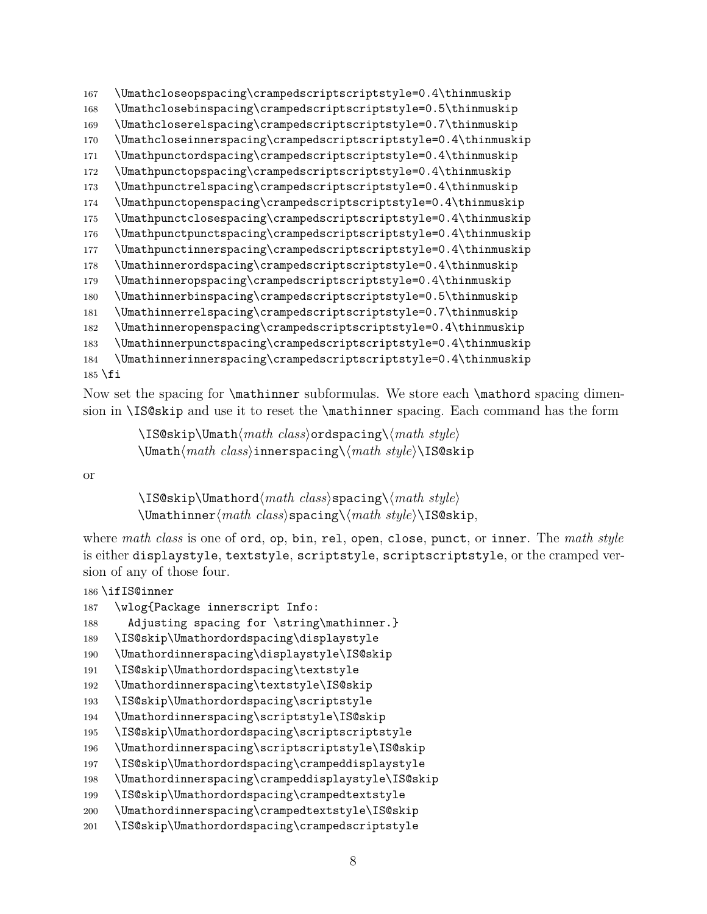```
167   \Umathcloseopspacing\crampedscriptscriptstyle=0.4\thinmuskip
168   \Umathclosebinspacing\crampedscriptscriptstyle=0.5\thinmuskip
169   \Umathcloserelspacing\crampedscriptscriptstyle=0.7\thinmuskip
170   \Umathcloseinnerspacing\crampedscriptscriptstyle=0.4\thinmuskip
171   \Umathpunctordspacing\crampedscriptscriptstyle=0.4\thinmuskip
172   \Umathpunctopspacing\crampedscriptscriptstyle=0.4\thinmuskip
173   \Umathpunctrelspacing\crampedscriptscriptstyle=0.4\thinmuskip
174   \Umathpunctopenspacing\crampedscriptscriptstyle=0.4\thinmuskip
175   \Umathpunctclosespacing\crampedscriptscriptstyle=0.4\thinmuskip
176   \Umathpunctpunctspacing\crampedscriptscriptstyle=0.4\thinmuskip
177   \Umathpunctinnerspacing\crampedscriptscriptstyle=0.4\thinmuskip
178   \Umathinnerordspacing\crampedscriptscriptstyle=0.4\thinmuskip
179   \Umathinneropspacing\crampedscriptscriptstyle=0.4\thinmuskip
180   \Umathinnerbinspacing\crampedscriptscriptstyle=0.5\thinmuskip
181   \Umathinnerrelspacing\crampedscriptscriptstyle=0.7\thinmuskip
182   \Umathinneropenspacing\crampedscriptscriptstyle=0.4\thinmuskip
183   \Umathinnerpunctspacing\crampedscriptscriptstyle=0.4\thinmuskip
184   \Umathinnerinnerspacing\crampedscriptscriptstyle=0.4\thinmuskip
185 \fi
```

Now set the spacing for `\mathinner` subformulas. We store each `\mathord` spacing dimension in `\IS@skip` and use it to reset the `\mathinner` spacing. Each command has the form

`\IS@skip\Umath`⟨*math class*⟩`ordspacing\`⟨*math style*⟩
`\Umath`⟨*math class*⟩`innerspacing\`⟨*math style*⟩`\IS@skip`

or

`\IS@skip\Umathord`⟨*math class*⟩`spacing\`⟨*math style*⟩
`\Umathinner`⟨*math class*⟩`spacing\`⟨*math style*⟩`\IS@skip`,

where *math class* is one of `ord`, `op`, `bin`, `rel`, `open`, `close`, `punct`, or `inner`. The *math style* is either `displaystyle`, `textstyle`, `scriptstyle`, `scriptscriptstyle`, or the cramped version of any of those four.

```
186 \ifIS@inner
187   \wlog{Package innerscript Info:
188     Adjusting spacing for \string\mathinner.}
189   \IS@skip\Umathordordspacing\displaystyle
190   \Umathordinnerspacing\displaystyle\IS@skip
191   \IS@skip\Umathordordspacing\textstyle
192   \Umathordinnerspacing\textstyle\IS@skip
193   \IS@skip\Umathordordspacing\scriptstyle
194   \Umathordinnerspacing\scriptstyle\IS@skip
195   \IS@skip\Umathordordspacing\scriptscriptstyle
196   \Umathordinnerspacing\scriptscriptstyle\IS@skip
197   \IS@skip\Umathordordspacing\crampeddisplaystyle
198   \Umathordinnerspacing\crampeddisplaystyle\IS@skip
199   \IS@skip\Umathordordspacing\crampedtextstyle
200   \Umathordinnerspacing\crampedtextstyle\IS@skip
201   \IS@skip\Umathordordspacing\crampedscriptstyle
```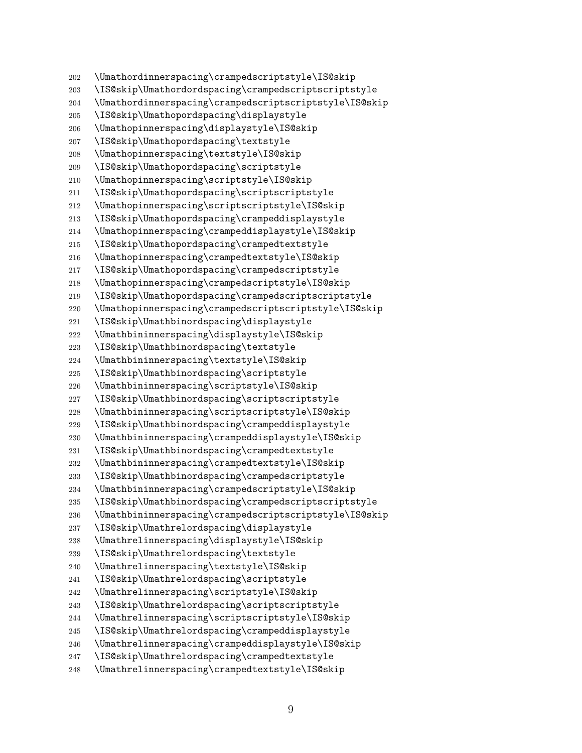```
202 \Umathordinnerspacing\crampedscriptstyle\IS@skip
203 \IS@skip\Umathordordspacing\crampedscriptscriptstyle
204 \Umathordinnerspacing\crampedscriptscriptstyle\IS@skip
205 \IS@skip\Umathopordspacing\displaystyle
206 \Umathopinnerspacing\displaystyle\IS@skip
207 \IS@skip\Umathopordspacing\textstyle
208 \Umathopinnerspacing\textstyle\IS@skip
209 \IS@skip\Umathopordspacing\scriptstyle
210 \Umathopinnerspacing\scriptstyle\IS@skip
211 \IS@skip\Umathopordspacing\scriptscriptstyle
212 \Umathopinnerspacing\scriptscriptstyle\IS@skip
213 \IS@skip\Umathopordspacing\crampeddisplaystyle
214 \Umathopinnerspacing\crampeddisplaystyle\IS@skip
215 \IS@skip\Umathopordspacing\crampedtextstyle
216 \Umathopinnerspacing\crampedtextstyle\IS@skip
217 \IS@skip\Umathopordspacing\crampedscriptstyle
218 \Umathopinnerspacing\crampedscriptstyle\IS@skip
219 \IS@skip\Umathopordspacing\crampedscriptscriptstyle
220 \Umathopinnerspacing\crampedscriptscriptstyle\IS@skip
221 \IS@skip\Umathbinordspacing\displaystyle
222 \Umathbininnerspacing\displaystyle\IS@skip
223 \IS@skip\Umathbinordspacing\textstyle
224 \Umathbininnerspacing\textstyle\IS@skip
225 \IS@skip\Umathbinordspacing\scriptstyle
226 \Umathbininnerspacing\scriptstyle\IS@skip
227 \IS@skip\Umathbinordspacing\scriptscriptstyle
228 \Umathbininnerspacing\scriptscriptstyle\IS@skip
229 \IS@skip\Umathbinordspacing\crampeddisplaystyle
230 \Umathbininnerspacing\crampeddisplaystyle\IS@skip
231 \IS@skip\Umathbinordspacing\crampedtextstyle
232 \Umathbininnerspacing\crampedtextstyle\IS@skip
233 \IS@skip\Umathbinordspacing\crampedscriptstyle
234 \Umathbininnerspacing\crampedscriptstyle\IS@skip
235 \IS@skip\Umathbinordspacing\crampedscriptscriptstyle
236 \Umathbininnerspacing\crampedscriptscriptstyle\IS@skip
237 \IS@skip\Umathrelordspacing\displaystyle
238 \Umathrelinnerspacing\displaystyle\IS@skip
239 \IS@skip\Umathrelordspacing\textstyle
240 \Umathrelinnerspacing\textstyle\IS@skip
241 \IS@skip\Umathrelordspacing\scriptstyle
242 \Umathrelinnerspacing\scriptstyle\IS@skip
243 \IS@skip\Umathrelordspacing\scriptscriptstyle
244 \Umathrelinnerspacing\scriptscriptstyle\IS@skip
245 \IS@skip\Umathrelordspacing\crampeddisplaystyle
246 \Umathrelinnerspacing\crampeddisplaystyle\IS@skip
247 \IS@skip\Umathrelordspacing\crampedtextstyle
248 \Umathrelinnerspacing\crampedtextstyle\IS@skip
```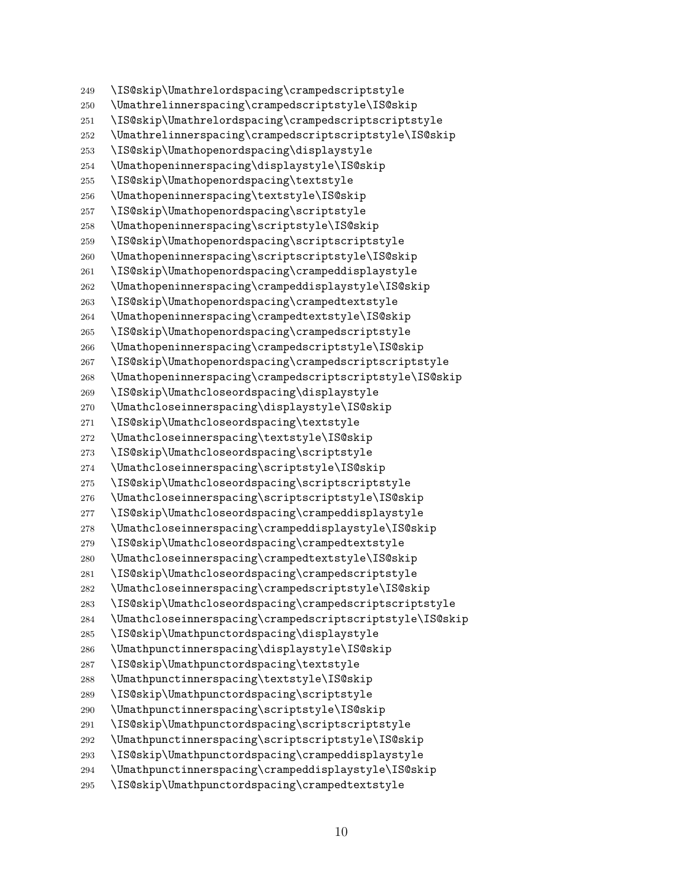```
249 \IS@skip\Umathrelordspacing\crampedscriptstyle
250 \Umathrelinnerspacing\crampedscriptstyle\IS@skip
251 \IS@skip\Umathrelordspacing\crampedscriptscriptstyle
252 \Umathrelinnerspacing\crampedscriptscriptstyle\IS@skip
253 \IS@skip\Umathopenordspacing\displaystyle
254 \Umathopeninnerspacing\displaystyle\IS@skip
255 \IS@skip\Umathopenordspacing\textstyle
256 \Umathopeninnerspacing\textstyle\IS@skip
257 \IS@skip\Umathopenordspacing\scriptstyle
258 \Umathopeninnerspacing\scriptstyle\IS@skip
259 \IS@skip\Umathopenordspacing\scriptscriptstyle
260 \Umathopeninnerspacing\scriptscriptstyle\IS@skip
261 \IS@skip\Umathopenordspacing\crampeddisplaystyle
262 \Umathopeninnerspacing\crampeddisplaystyle\IS@skip
263 \IS@skip\Umathopenordspacing\crampedtextstyle
264 \Umathopeninnerspacing\crampedtextstyle\IS@skip
265 \IS@skip\Umathopenordspacing\crampedscriptstyle
266 \Umathopeninnerspacing\crampedscriptstyle\IS@skip
267 \IS@skip\Umathopenordspacing\crampedscriptscriptstyle
268 \Umathopeninnerspacing\crampedscriptscriptstyle\IS@skip
269 \IS@skip\Umathcloseordspacing\displaystyle
270 \Umathcloseinnerspacing\displaystyle\IS@skip
271 \IS@skip\Umathcloseordspacing\textstyle
272 \Umathcloseinnerspacing\textstyle\IS@skip
273 \IS@skip\Umathcloseordspacing\scriptstyle
274 \Umathcloseinnerspacing\scriptstyle\IS@skip
275 \IS@skip\Umathcloseordspacing\scriptscriptstyle
276 \Umathcloseinnerspacing\scriptscriptstyle\IS@skip
277 \IS@skip\Umathcloseordspacing\crampeddisplaystyle
278 \Umathcloseinnerspacing\crampeddisplaystyle\IS@skip
279 \IS@skip\Umathcloseordspacing\crampedtextstyle
280 \Umathcloseinnerspacing\crampedtextstyle\IS@skip
281 \IS@skip\Umathcloseordspacing\crampedscriptstyle
282 \Umathcloseinnerspacing\crampedscriptstyle\IS@skip
283 \IS@skip\Umathcloseordspacing\crampedscriptscriptstyle
284 \Umathcloseinnerspacing\crampedscriptscriptstyle\IS@skip
285 \IS@skip\Umathpunctordspacing\displaystyle
286 \Umathpunctinnerspacing\displaystyle\IS@skip
287 \IS@skip\Umathpunctordspacing\textstyle
288 \Umathpunctinnerspacing\textstyle\IS@skip
289 \IS@skip\Umathpunctordspacing\scriptstyle
290 \Umathpunctinnerspacing\scriptstyle\IS@skip
291 \IS@skip\Umathpunctordspacing\scriptscriptstyle
292 \Umathpunctinnerspacing\scriptscriptstyle\IS@skip
293 \IS@skip\Umathpunctordspacing\crampeddisplaystyle
294 \Umathpunctinnerspacing\crampeddisplaystyle\IS@skip
295 \IS@skip\Umathpunctordspacing\crampedtextstyle
```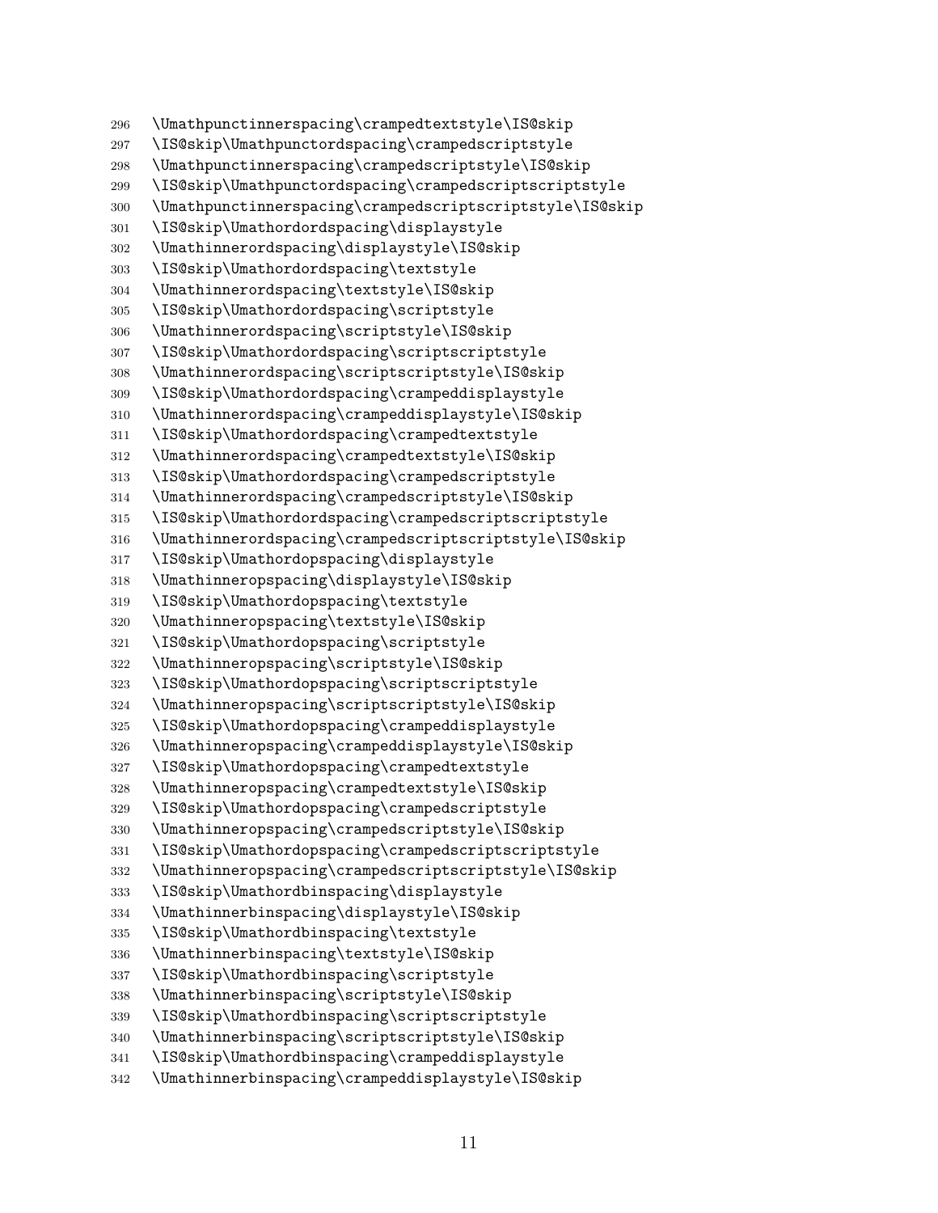```
296 \Umathpunctinnerspacing\crampedtextstyle\IS@skip
297 \IS@skip\Umathpunctordspacing\crampedscriptstyle
298 \Umathpunctinnerspacing\crampedscriptstyle\IS@skip
299 \IS@skip\Umathpunctordspacing\crampedscriptscriptstyle
300 \Umathpunctinnerspacing\crampedscriptscriptstyle\IS@skip
301 \IS@skip\Umathordordspacing\displaystyle
302 \Umathinnerordspacing\displaystyle\IS@skip
303 \IS@skip\Umathordordspacing\textstyle
304 \Umathinnerordspacing\textstyle\IS@skip
305 \IS@skip\Umathordordspacing\scriptstyle
306 \Umathinnerordspacing\scriptstyle\IS@skip
307 \IS@skip\Umathordordspacing\scriptscriptstyle
308 \Umathinnerordspacing\scriptscriptstyle\IS@skip
309 \IS@skip\Umathordordspacing\crampeddisplaystyle
310 \Umathinnerordspacing\crampeddisplaystyle\IS@skip
311 \IS@skip\Umathordordspacing\crampedtextstyle
312 \Umathinnerordspacing\crampedtextstyle\IS@skip
313 \IS@skip\Umathordordspacing\crampedscriptstyle
314 \Umathinnerordspacing\crampedscriptstyle\IS@skip
315 \IS@skip\Umathordordspacing\crampedscriptscriptstyle
316 \Umathinnerordspacing\crampedscriptscriptstyle\IS@skip
317 \IS@skip\Umathordopspacing\displaystyle
318 \Umathinneropspacing\displaystyle\IS@skip
319 \IS@skip\Umathordopspacing\textstyle
320 \Umathinneropspacing\textstyle\IS@skip
321 \IS@skip\Umathordopspacing\scriptstyle
322 \Umathinneropspacing\scriptstyle\IS@skip
323 \IS@skip\Umathordopspacing\scriptscriptstyle
324 \Umathinneropspacing\scriptscriptstyle\IS@skip
325 \IS@skip\Umathordopspacing\crampeddisplaystyle
326 \Umathinneropspacing\crampeddisplaystyle\IS@skip
327 \IS@skip\Umathordopspacing\crampedtextstyle
328 \Umathinneropspacing\crampedtextstyle\IS@skip
329 \IS@skip\Umathordopspacing\crampedscriptstyle
330 \Umathinneropspacing\crampedscriptstyle\IS@skip
331 \IS@skip\Umathordopspacing\crampedscriptscriptstyle
332 \Umathinneropspacing\crampedscriptscriptstyle\IS@skip
333 \IS@skip\Umathordbinspacing\displaystyle
334 \Umathinnerbinspacing\displaystyle\IS@skip
335 \IS@skip\Umathordbinspacing\textstyle
336 \Umathinnerbinspacing\textstyle\IS@skip
337 \IS@skip\Umathordbinspacing\scriptstyle
338 \Umathinnerbinspacing\scriptstyle\IS@skip
339 \IS@skip\Umathordbinspacing\scriptscriptstyle
340 \Umathinnerbinspacing\scriptscriptstyle\IS@skip
341 \IS@skip\Umathordbinspacing\crampeddisplaystyle
342 \Umathinnerbinspacing\crampeddisplaystyle\IS@skip
```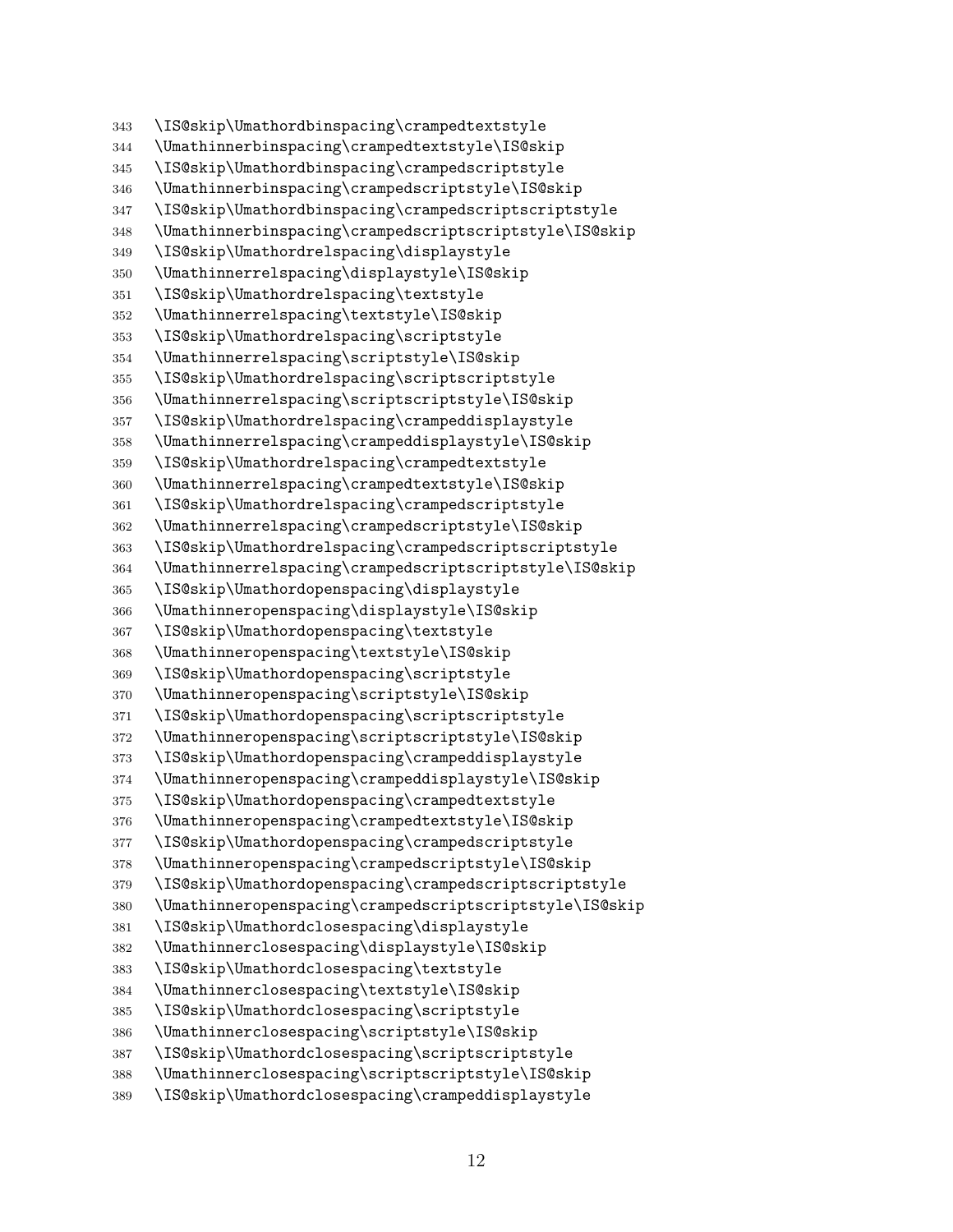```
343 \IS@skip\Umathordbinspacing\crampedtextstyle
344 \Umathinnerbinspacing\crampedtextstyle\IS@skip
345 \IS@skip\Umathordbinspacing\crampedscriptstyle
346 \Umathinnerbinspacing\crampedscriptstyle\IS@skip
347 \IS@skip\Umathordbinspacing\crampedscriptscriptstyle
348 \Umathinnerbinspacing\crampedscriptscriptstyle\IS@skip
349 \IS@skip\Umathordrelspacing\displaystyle
350 \Umathinnerrelspacing\displaystyle\IS@skip
351 \IS@skip\Umathordrelspacing\textstyle
352 \Umathinnerrelspacing\textstyle\IS@skip
353 \IS@skip\Umathordrelspacing\scriptstyle
354 \Umathinnerrelspacing\scriptstyle\IS@skip
355 \IS@skip\Umathordrelspacing\scriptscriptstyle
356 \Umathinnerrelspacing\scriptscriptstyle\IS@skip
357 \IS@skip\Umathordrelspacing\crampeddisplaystyle
358 \Umathinnerrelspacing\crampeddisplaystyle\IS@skip
359 \IS@skip\Umathordrelspacing\crampedtextstyle
360 \Umathinnerrelspacing\crampedtextstyle\IS@skip
361 \IS@skip\Umathordrelspacing\crampedscriptstyle
362 \Umathinnerrelspacing\crampedscriptstyle\IS@skip
363 \IS@skip\Umathordrelspacing\crampedscriptscriptstyle
364 \Umathinnerrelspacing\crampedscriptscriptstyle\IS@skip
365 \IS@skip\Umathordopenspacing\displaystyle
366 \Umathinneropenspacing\displaystyle\IS@skip
367 \IS@skip\Umathordopenspacing\textstyle
368 \Umathinneropenspacing\textstyle\IS@skip
369 \IS@skip\Umathordopenspacing\scriptstyle
370 \Umathinneropenspacing\scriptstyle\IS@skip
371 \IS@skip\Umathordopenspacing\scriptscriptstyle
372 \Umathinneropenspacing\scriptscriptstyle\IS@skip
373 \IS@skip\Umathordopenspacing\crampeddisplaystyle
374 \Umathinneropenspacing\crampeddisplaystyle\IS@skip
375 \IS@skip\Umathordopenspacing\crampedtextstyle
376 \Umathinneropenspacing\crampedtextstyle\IS@skip
377 \IS@skip\Umathordopenspacing\crampedscriptstyle
378 \Umathinneropenspacing\crampedscriptstyle\IS@skip
379 \IS@skip\Umathordopenspacing\crampedscriptscriptstyle
380 \Umathinneropenspacing\crampedscriptscriptstyle\IS@skip
381 \IS@skip\Umathordclosespacing\displaystyle
382 \Umathinnerclosespacing\displaystyle\IS@skip
383 \IS@skip\Umathordclosespacing\textstyle
384 \Umathinnerclosespacing\textstyle\IS@skip
385 \IS@skip\Umathordclosespacing\scriptstyle
386 \Umathinnerclosespacing\scriptstyle\IS@skip
387 \IS@skip\Umathordclosespacing\scriptscriptstyle
388 \Umathinnerclosespacing\scriptscriptstyle\IS@skip
389 \IS@skip\Umathordclosespacing\crampeddisplaystyle
```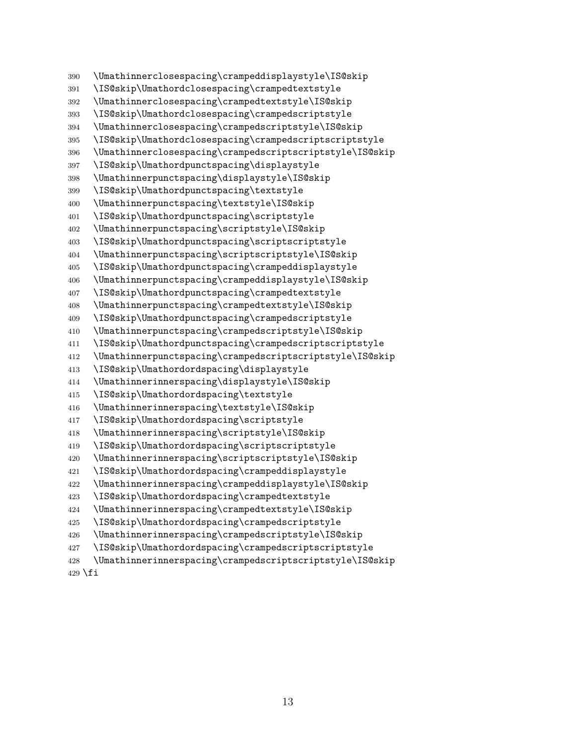```
390   \Umathinnerclosespacing\crampeddisplaystyle\IS@skip
391   \IS@skip\Umathordclosespacing\crampedtextstyle
392   \Umathinnerclosespacing\crampedtextstyle\IS@skip
393   \IS@skip\Umathordclosespacing\crampedscriptstyle
394   \Umathinnerclosespacing\crampedscriptstyle\IS@skip
395   \IS@skip\Umathordclosespacing\crampedscriptscriptstyle
396   \Umathinnerclosespacing\crampedscriptscriptstyle\IS@skip
397   \IS@skip\Umathordpunctspacing\displaystyle
398   \Umathinnerpunctspacing\displaystyle\IS@skip
399   \IS@skip\Umathordpunctspacing\textstyle
400   \Umathinnerpunctspacing\textstyle\IS@skip
401   \IS@skip\Umathordpunctspacing\scriptstyle
402   \Umathinnerpunctspacing\scriptstyle\IS@skip
403   \IS@skip\Umathordpunctspacing\scriptscriptstyle
404   \Umathinnerpunctspacing\scriptscriptstyle\IS@skip
405   \IS@skip\Umathordpunctspacing\crampeddisplaystyle
406   \Umathinnerpunctspacing\crampeddisplaystyle\IS@skip
407   \IS@skip\Umathordpunctspacing\crampedtextstyle
408   \Umathinnerpunctspacing\crampedtextstyle\IS@skip
409   \IS@skip\Umathordpunctspacing\crampedscriptstyle
410   \Umathinnerpunctspacing\crampedscriptstyle\IS@skip
411   \IS@skip\Umathordpunctspacing\crampedscriptscriptstyle
412   \Umathinnerpunctspacing\crampedscriptscriptstyle\IS@skip
413   \IS@skip\Umathordordspacing\displaystyle
414   \Umathinnerinnerspacing\displaystyle\IS@skip
415   \IS@skip\Umathordordspacing\textstyle
416   \Umathinnerinnerspacing\textstyle\IS@skip
417   \IS@skip\Umathordordspacing\scriptstyle
418   \Umathinnerinnerspacing\scriptstyle\IS@skip
419   \IS@skip\Umathordordspacing\scriptscriptstyle
420   \Umathinnerinnerspacing\scriptscriptstyle\IS@skip
421   \IS@skip\Umathordordspacing\crampeddisplaystyle
422   \Umathinnerinnerspacing\crampeddisplaystyle\IS@skip
423   \IS@skip\Umathordordspacing\crampedtextstyle
424   \Umathinnerinnerspacing\crampedtextstyle\IS@skip
425   \IS@skip\Umathordordspacing\crampedscriptstyle
426   \Umathinnerinnerspacing\crampedscriptstyle\IS@skip
427   \IS@skip\Umathordordspacing\crampedscriptscriptstyle
428   \Umathinnerinnerspacing\crampedscriptscriptstyle\IS@skip
429 \fi
```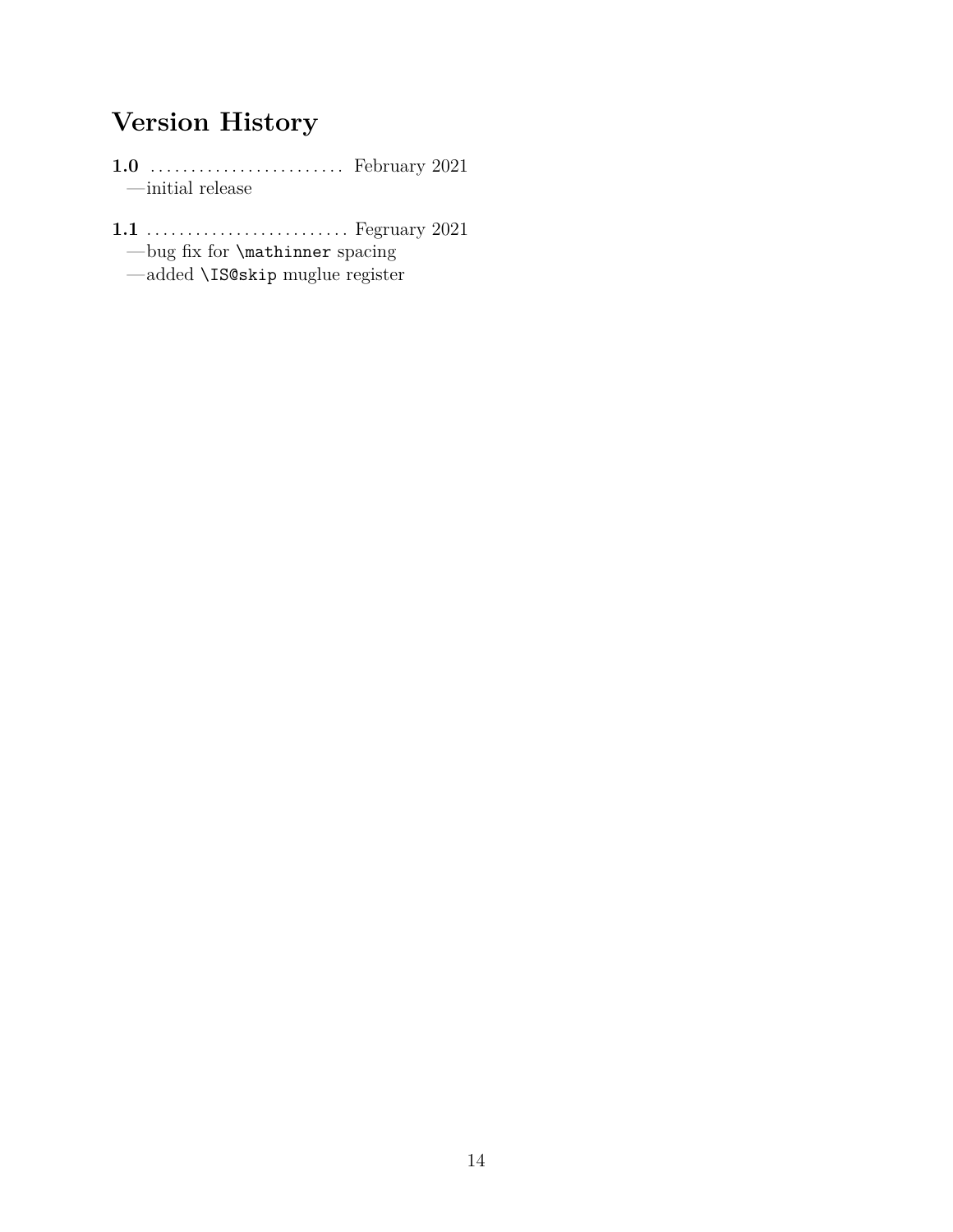# Version History

**1.0** . . . . . . . . . . . . . . . . . . . . . . . . February 2021
—initial release

**1.1** . . . . . . . . . . . . . . . . . . . . . . . . . Fegruary 2021
—bug fix for `\mathinner` spacing
—added `\IS@skip` muglue register